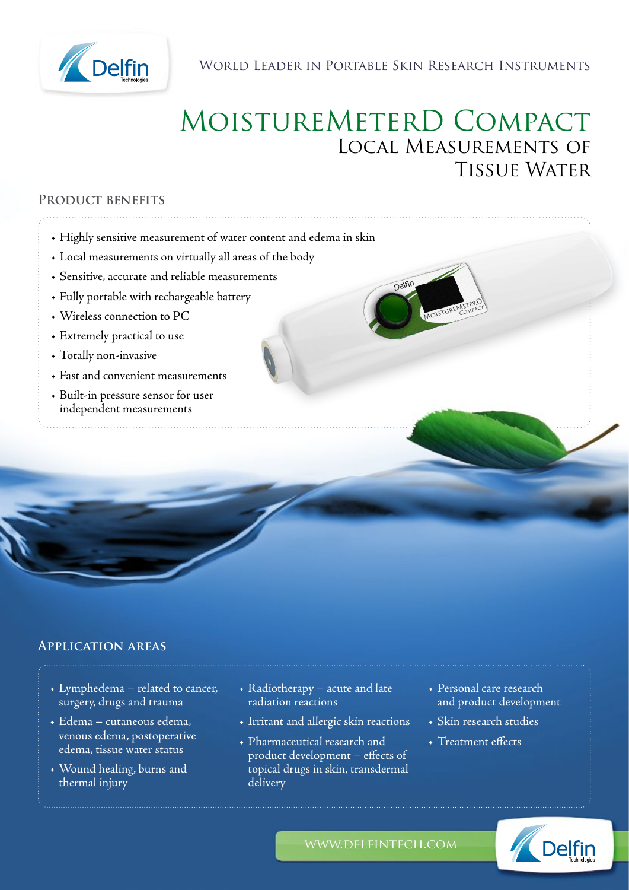World Leader in Portable Skin Research Instruments

# MoistureMeterD Compact

## Local Measurements of Tissue Water

### Product benefits

- Highly sensitive measurement of water content and edema in skin
- Local measurements on virtually all areas of the body
- Sensitive, accurate and reliable measurements
- Fully portable with rechargeable battery
- Wireless connection to PC
- Extremely practical to use
- Totally non-invasive
- Fast and convenient measurements
- Built-in pressure sensor for user independent measurements

### Application areas

- Lymphedema – related to cancer, surgery, drugs and trauma
- Edema – cutaneous edema, venous edema, postoperative edema, tissue water status
- Wound healing, burns and thermal injury
- Radiotherapy – acute and late radiation reactions
- Irritant and allergic skin reactions
- Pharmaceutical research and product development – effects of topical drugs in skin, transdermal delivery
- Personal care research and product development
- Skin research studies
- Treatment effects

www.delfintech.com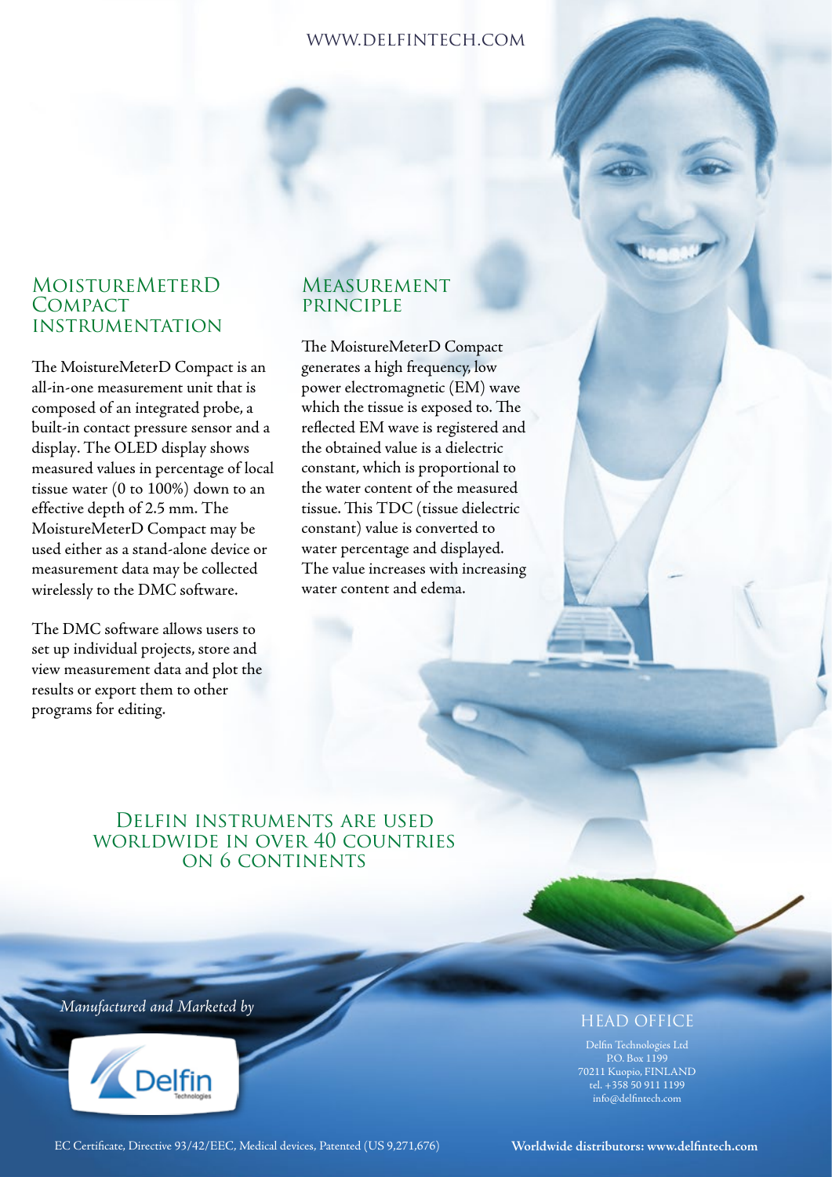WWW.DELFINTECH.COM

## MoistureMeterD Compact instrumentation

The MoistureMeterD Compact is an all-in-one measurement unit that is composed of an integrated probe, a built-in contact pressure sensor and a display. The OLED display shows measured values in percentage of local tissue water (0 to 100%) down to an effective depth of 2.5 mm. The MoistureMeterD Compact may be used either as a stand-alone device or measurement data may be collected wirelessly to the DMC software.

The DMC software allows users to set up individual projects, store and view measurement data and plot the results or export them to other programs for editing.

## Measurement principle

The MoistureMeterD Compact generates a high frequency, low power electromagnetic (EM) wave which the tissue is exposed to. The reflected EM wave is registered and the obtained value is a dielectric constant, which is proportional to the water content of the measured tissue. This TDC (tissue dielectric constant) value is converted to water percentage and displayed. The value increases with increasing water content and edema.

## Delfin instruments are used worldwide in over 40 countries on 6 continents

*Manufactured and Marketed by*

Delfin Technologies

### HEAD OFFICE

Delfin Technologies Ltd
P.O. Box 1199
70211 Kuopio, FINLAND
tel. +358 50 911 1199
info@delfintech.com

EC Certificate, Directive 93/42/EEC, Medical devices, Patented (US 9,271,676)

**Worldwide distributors: www.delfintech.com**